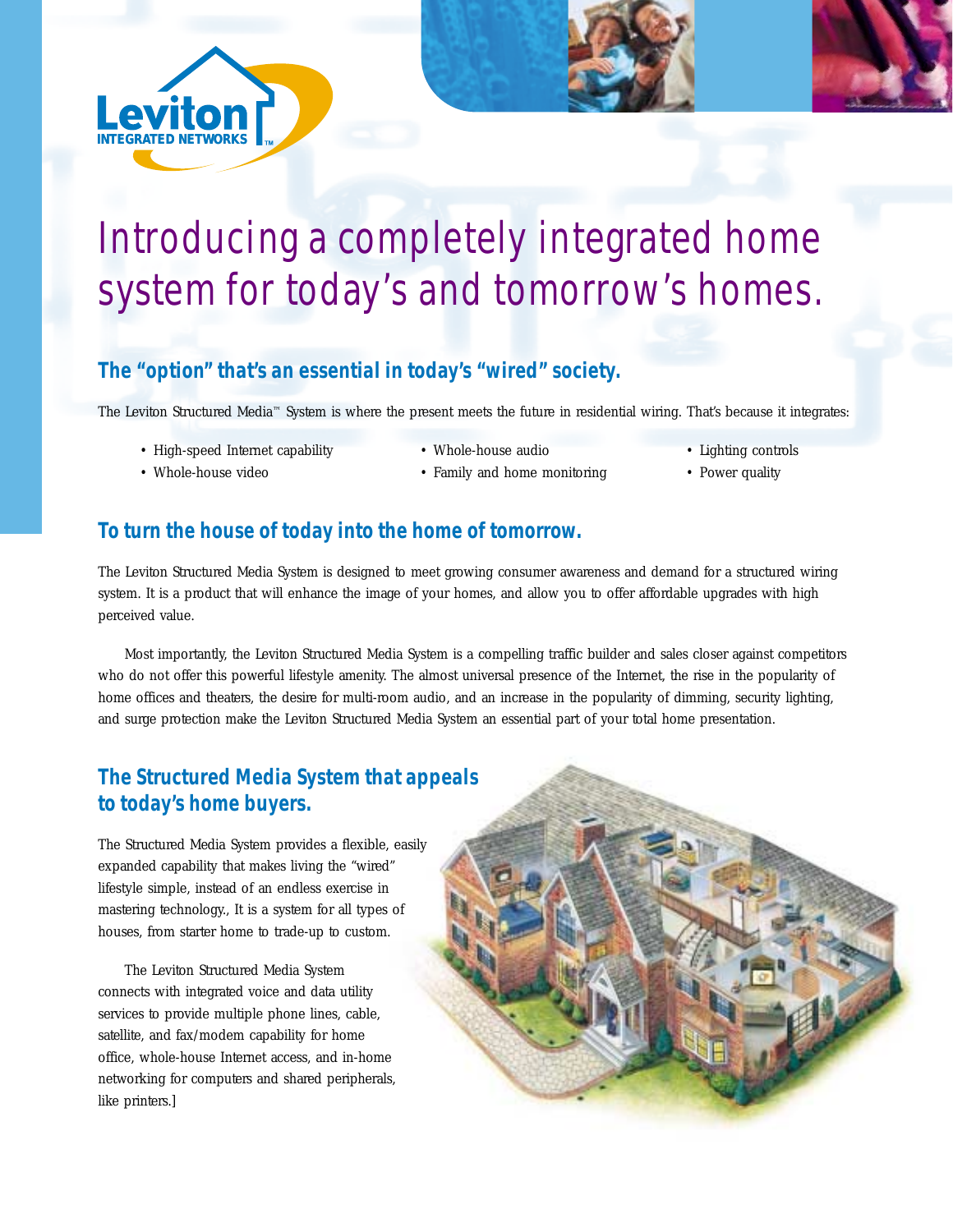Leviton INTEGRATED NETWORKS™

# Introducing a completely integrated home system for today's and tomorrow's homes.

## The "option" that's an essential in today's "wired" society.

The Leviton Structured Media™ System is where the present meets the future in residential wiring. That's because it integrates:

- High-speed Internet capability
- Whole-house video
- Whole-house audio
- Family and home monitoring
- Lighting controls
- Power quality

## To turn the house of today into the home of tomorrow.

The Leviton Structured Media System is designed to meet growing consumer awareness and demand for a structured wiring system. It is a product that will enhance the image of your homes, and allow you to offer affordable upgrades with high perceived value.

Most importantly, the Leviton Structured Media System is a compelling traffic builder and sales closer against competitors who do not offer this powerful lifestyle amenity. The almost universal presence of the Internet, the rise in the popularity of home offices and theaters, the desire for multi-room audio, and an increase in the popularity of dimming, security lighting, and surge protection make the Leviton Structured Media System an essential part of your total home presentation.

## The Structured Media System that appeals to today's home buyers.

The Structured Media System provides a flexible, easily expanded capability that makes living the "wired" lifestyle simple, instead of an endless exercise in mastering technology., It is a system for all types of houses, from starter home to trade-up to custom.

The Leviton Structured Media System connects with integrated voice and data utility services to provide multiple phone lines, cable, satellite, and fax/modem capability for home office, whole-house Internet access, and in-home networking for computers and shared peripherals, like printers.]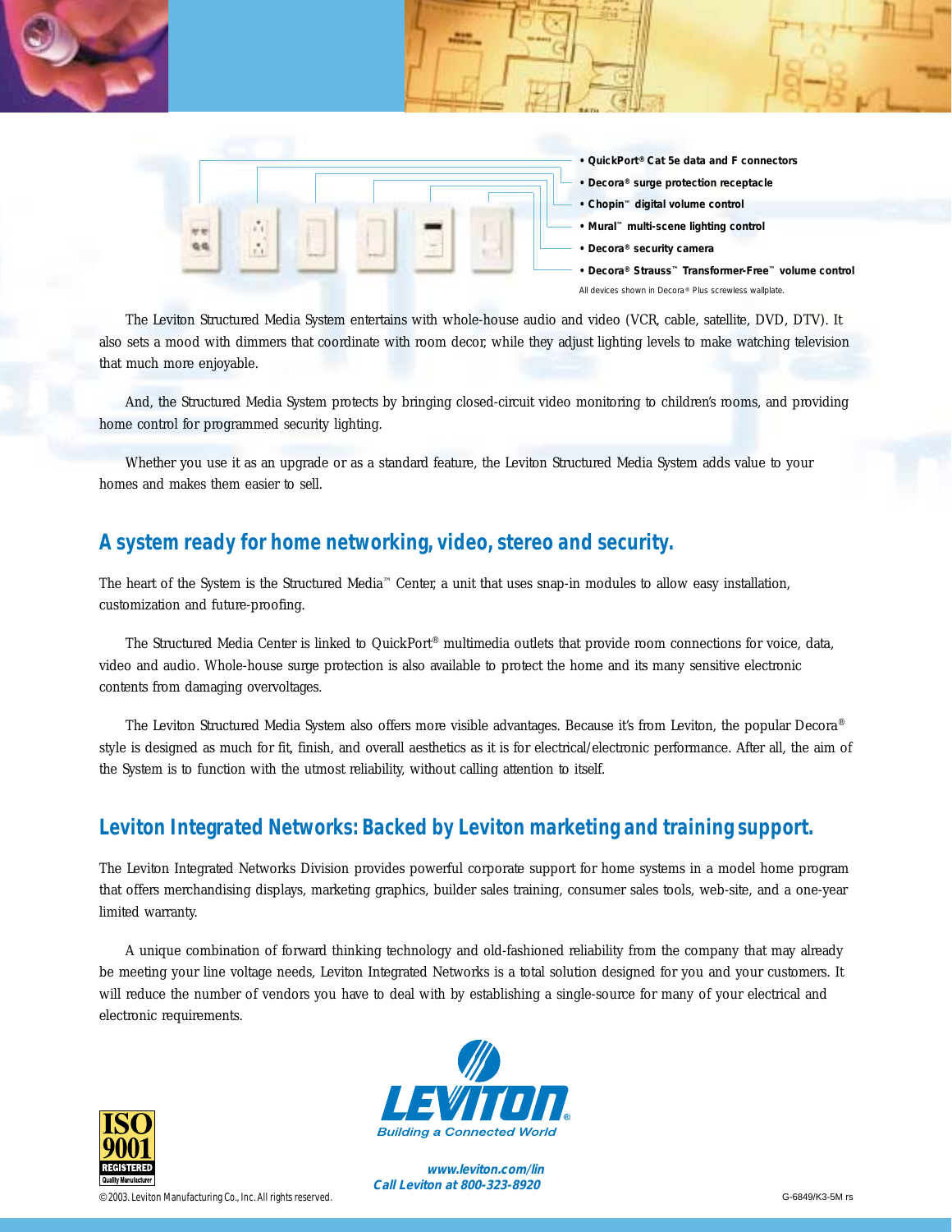- QuickPort® Cat 5e data and F connectors
- Decora® surge protection receptacle
- Chopin™ digital volume control
- Mural™ multi-scene lighting control
- Decora® security camera
- Decora® Strauss™ Transformer-Free™ volume control

All devices shown in Decora® Plus screwless wallplate.

The Leviton Structured Media System entertains with whole-house audio and video (VCR, cable, satellite, DVD, DTV). It also sets a mood with dimmers that coordinate with room decor, while they adjust lighting levels to make watching television that much more enjoyable.

And, the Structured Media System protects by bringing closed-circuit video monitoring to children's rooms, and providing home control for programmed security lighting.

Whether you use it as an upgrade or as a standard feature, the Leviton Structured Media System adds value to your homes and makes them easier to sell.

## A system ready for home networking, video, stereo and security.

The heart of the System is the Structured Media™ Center, a unit that uses snap-in modules to allow easy installation, customization and future-proofing.

The Structured Media Center is linked to QuickPort® multimedia outlets that provide room connections for voice, data, video and audio. Whole-house surge protection is also available to protect the home and its many sensitive electronic contents from damaging overvoltages.

The Leviton Structured Media System also offers more visible advantages. Because it's from Leviton, the popular Decora® style is designed as much for fit, finish, and overall aesthetics as it is for electrical/electronic performance. After all, the aim of the System is to function with the utmost reliability, without calling attention to itself.

## Leviton Integrated Networks: Backed by Leviton marketing and training support.

The Leviton Integrated Networks Division provides powerful corporate support for home systems in a model home program that offers merchandising displays, marketing graphics, builder sales training, consumer sales tools, web-site, and a one-year limited warranty.

A unique combination of forward thinking technology and old-fashioned reliability from the company that may already be meeting your line voltage needs, Leviton Integrated Networks is a total solution designed for you and your customers. It will reduce the number of vendors you have to deal with by establishing a single-source for many of your electrical and electronic requirements.

ISO 9001 REGISTERED Quality Manufacturer

LEVITON®
*Building a Connected World*

***www.leviton.com/lin***
***Call Leviton at 800-323-8920***

©2003. Leviton Manufacturing Co., Inc. All rights reserved.

G-6849/K3-5M rs